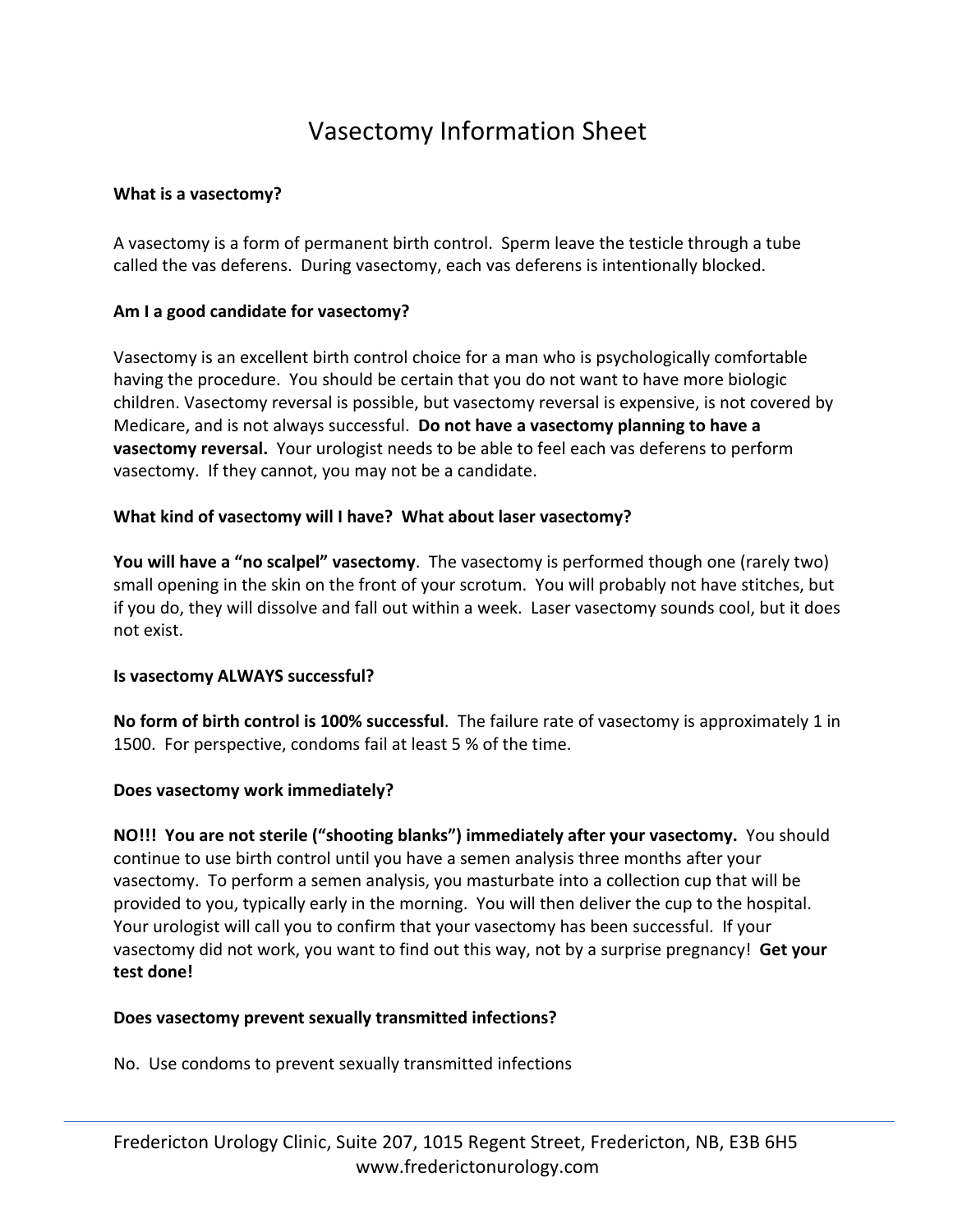# Vasectomy Information Sheet

**What is a vasectomy?**

A vasectomy is a form of permanent birth control. Sperm leave the testicle through a tube called the vas deferens. During vasectomy, each vas deferens is intentionally blocked.

**Am I a good candidate for vasectomy?**

Vasectomy is an excellent birth control choice for a man who is psychologically comfortable having the procedure. You should be certain that you do not want to have more biologic children. Vasectomy reversal is possible, but vasectomy reversal is expensive, is not covered by Medicare, and is not always successful. **Do not have a vasectomy planning to have a vasectomy reversal.** Your urologist needs to be able to feel each vas deferens to perform vasectomy. If they cannot, you may not be a candidate.

**What kind of vasectomy will I have? What about laser vasectomy?**

**You will have a "no scalpel" vasectomy**. The vasectomy is performed though one (rarely two) small opening in the skin on the front of your scrotum. You will probably not have stitches, but if you do, they will dissolve and fall out within a week. Laser vasectomy sounds cool, but it does not exist.

**Is vasectomy ALWAYS successful?**

**No form of birth control is 100% successful**. The failure rate of vasectomy is approximately 1 in 1500. For perspective, condoms fail at least 5 % of the time.

**Does vasectomy work immediately?**

**NO!!! You are not sterile ("shooting blanks") immediately after your vasectomy.** You should continue to use birth control until you have a semen analysis three months after your vasectomy. To perform a semen analysis, you masturbate into a collection cup that will be provided to you, typically early in the morning. You will then deliver the cup to the hospital. Your urologist will call you to confirm that your vasectomy has been successful. If your vasectomy did not work, you want to find out this way, not by a surprise pregnancy! **Get your test done!**

**Does vasectomy prevent sexually transmitted infections?**

No. Use condoms to prevent sexually transmitted infections

Fredericton Urology Clinic, Suite 207, 1015 Regent Street, Fredericton, NB, E3B 6H5
www.frederictonurology.com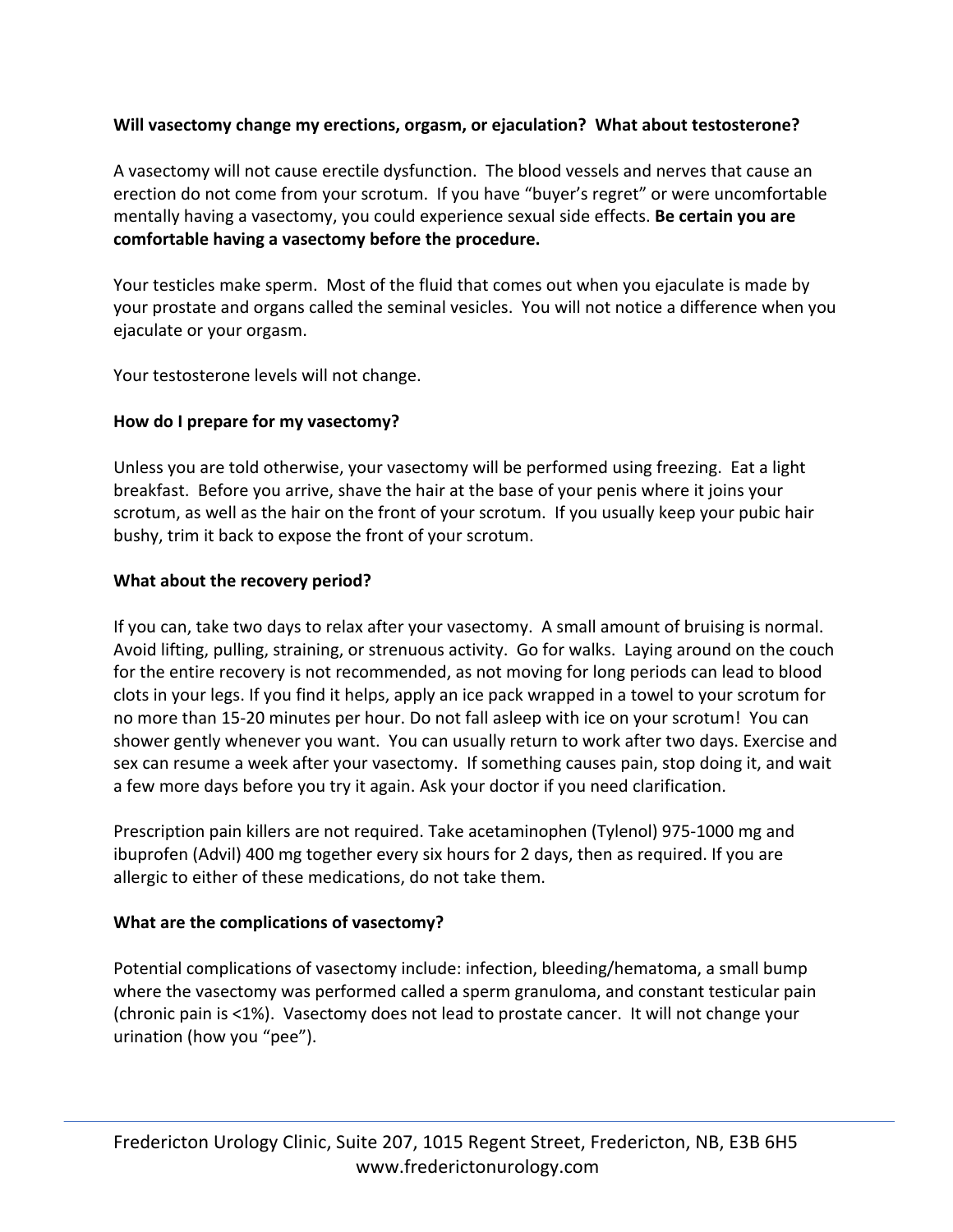**Will vasectomy change my erections, orgasm, or ejaculation? What about testosterone?**

A vasectomy will not cause erectile dysfunction. The blood vessels and nerves that cause an erection do not come from your scrotum. If you have "buyer's regret" or were uncomfortable mentally having a vasectomy, you could experience sexual side effects. **Be certain you are comfortable having a vasectomy before the procedure.**

Your testicles make sperm. Most of the fluid that comes out when you ejaculate is made by your prostate and organs called the seminal vesicles. You will not notice a difference when you ejaculate or your orgasm.

Your testosterone levels will not change.

**How do I prepare for my vasectomy?**

Unless you are told otherwise, your vasectomy will be performed using freezing. Eat a light breakfast. Before you arrive, shave the hair at the base of your penis where it joins your scrotum, as well as the hair on the front of your scrotum. If you usually keep your pubic hair bushy, trim it back to expose the front of your scrotum.

**What about the recovery period?**

If you can, take two days to relax after your vasectomy. A small amount of bruising is normal. Avoid lifting, pulling, straining, or strenuous activity. Go for walks. Laying around on the couch for the entire recovery is not recommended, as not moving for long periods can lead to blood clots in your legs. If you find it helps, apply an ice pack wrapped in a towel to your scrotum for no more than 15-20 minutes per hour. Do not fall asleep with ice on your scrotum! You can shower gently whenever you want. You can usually return to work after two days. Exercise and sex can resume a week after your vasectomy. If something causes pain, stop doing it, and wait a few more days before you try it again. Ask your doctor if you need clarification.

Prescription pain killers are not required. Take acetaminophen (Tylenol) 975-1000 mg and ibuprofen (Advil) 400 mg together every six hours for 2 days, then as required. If you are allergic to either of these medications, do not take them.

**What are the complications of vasectomy?**

Potential complications of vasectomy include: infection, bleeding/hematoma, a small bump where the vasectomy was performed called a sperm granuloma, and constant testicular pain (chronic pain is <1%). Vasectomy does not lead to prostate cancer. It will not change your urination (how you "pee").

Fredericton Urology Clinic, Suite 207, 1015 Regent Street, Fredericton, NB, E3B 6H5
www.frederictonurology.com